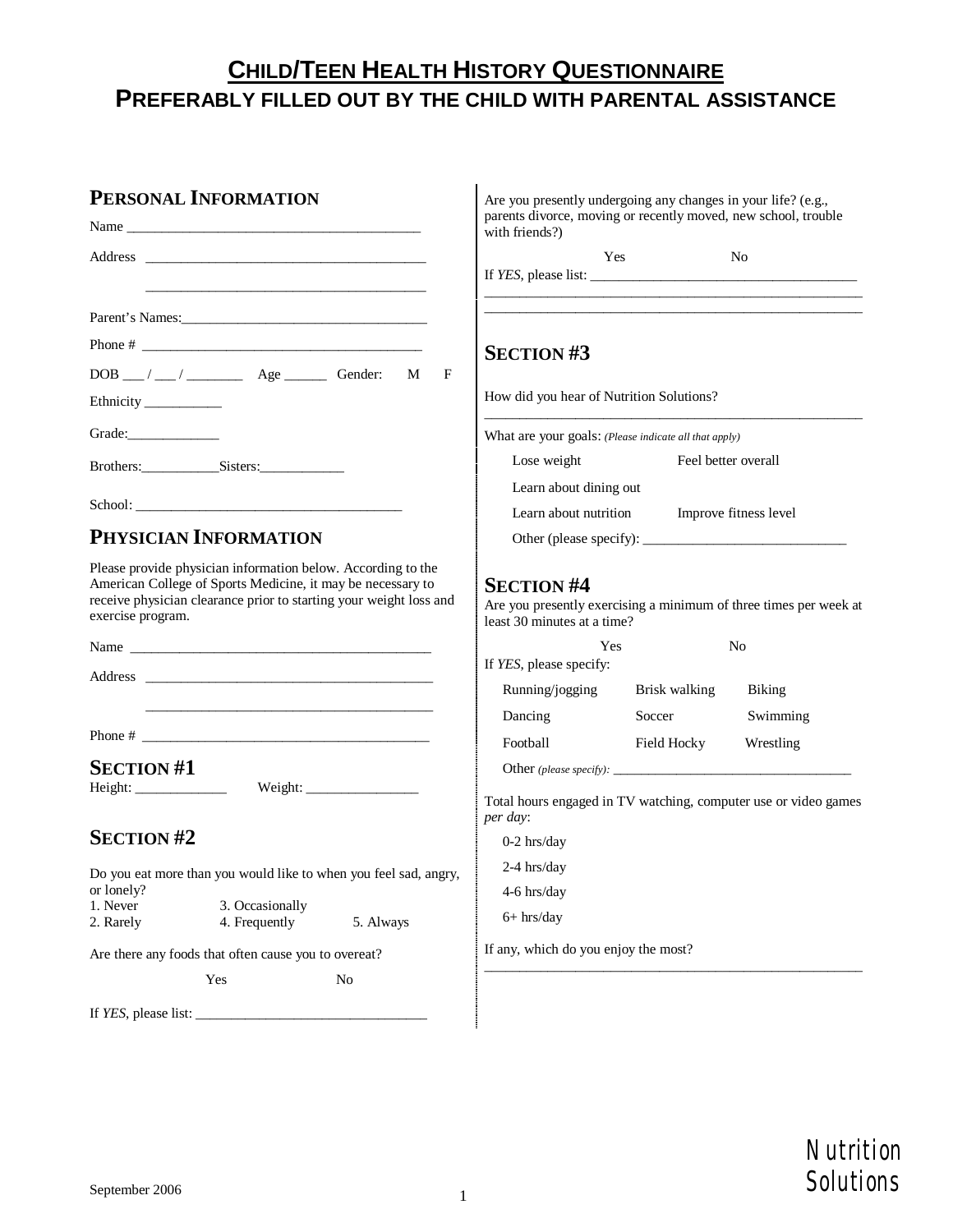# Child/Teen Health History Questionnaire
## Preferably filled out by the child with parental assistance

### Personal Information

Name ________________________________________

Address ______________________________________

_____________________________________________

Parent's Names:_________________________________

Phone # ______________________________________

DOB ___ / ___ / ________ Age ______ Gender: M F

Ethnicity ___________

Grade:_____________

Brothers:___________Sisters:____________

School: _____________________________________

### Physician Information

Please provide physician information below. According to the American College of Sports Medicine, it may be necessary to receive physician clearance prior to starting your weight loss and exercise program.

Name ________________________________________

Address ______________________________________

_____________________________________________

Phone # ______________________________________

### Section #1

Height: ____________ Weight: _______________

### Section #2

Do you eat more than you would like to when you feel sad, angry, or lonely?

1. Never
2. Rarely
3. Occasionally
4. Frequently
5. Always

Are there any foods that often cause you to overeat?

Yes No

If *YES*, please list: ________________________________

Are you presently undergoing any changes in your life? (e.g., parents divorce, moving or recently moved, new school, trouble with friends?)

Yes No

If *YES*, please list: ____________________________________

_____________________________________________________

_____________________________________________________

### Section #3

How did you hear of Nutrition Solutions?

_____________________________________________________

What are your goals: *(Please indicate all that apply)*

- Lose weight
- Feel better overall
- Learn about dining out
- Learn about nutrition
- Improve fitness level
- Other (please specify): ____________________________

### Section #4

Are you presently exercising a minimum of three times per week at least 30 minutes at a time?

Yes No

If *YES*, please specify:

| | | |
|---|---|---|
| Running/jogging | Brisk walking | Biking |
| Dancing | Soccer | Swimming |
| Football | Field Hocky | Wrestling |

Other *(please specify)*: __________________________________

Total hours engaged in TV watching, computer use or video games *per day*:

- 0-2 hrs/day
- 2-4 hrs/day
- 4-6 hrs/day
- 6+ hrs/day

If any, which do you enjoy the most?

_____________________________________________________

September 2006

Nutrition Solutions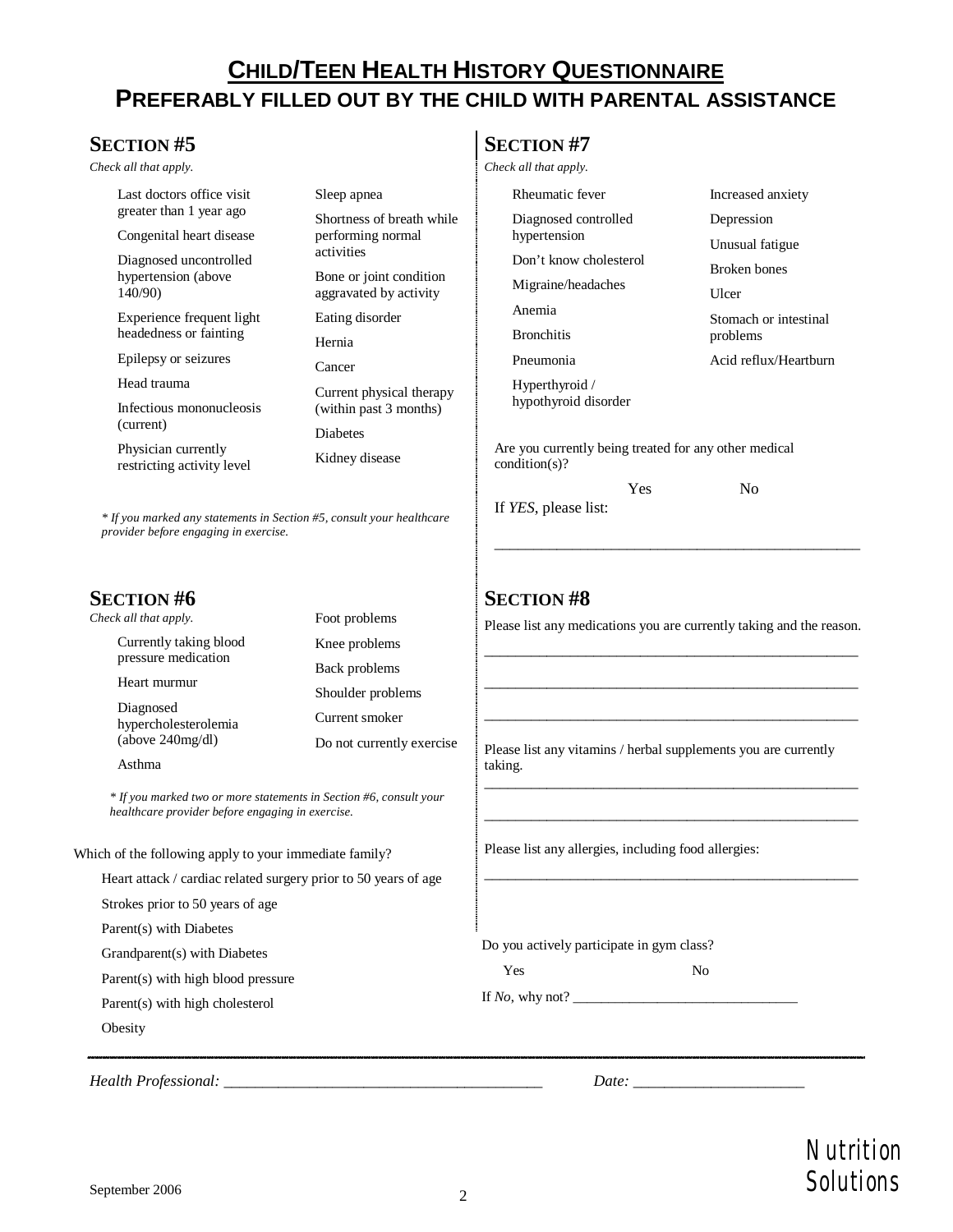# CHILD/TEEN HEALTH HISTORY QUESTIONNAIRE
## PREFERABLY FILLED OUT BY THE CHILD WITH PARENTAL ASSISTANCE

### SECTION #5

*Check all that apply.*

- Last doctors office visit greater than 1 year ago
- Congenital heart disease
- Diagnosed uncontrolled hypertension (above 140/90)
- Experience frequent light headedness or fainting
- Epilepsy or seizures
- Head trauma
- Infectious mononucleosis (current)
- Physician currently restricting activity level
- Sleep apnea
- Shortness of breath while performing normal activities
- Bone or joint condition aggravated by activity
- Eating disorder
- Hernia
- Cancer
- Current physical therapy (within past 3 months)
- Diabetes
- Kidney disease

*\* If you marked any statements in Section #5, consult your healthcare provider before engaging in exercise.*

### SECTION #6

*Check all that apply.*

- Currently taking blood pressure medication
- Heart murmur
- Diagnosed hypercholesterolemia (above 240mg/dl)
- Asthma
- Foot problems
- Knee problems
- Back problems
- Shoulder problems
- Current smoker
- Do not currently exercise

*\* If you marked two or more statements in Section #6, consult your healthcare provider before engaging in exercise.*

Which of the following apply to your immediate family?

- Heart attack / cardiac related surgery prior to 50 years of age
- Strokes prior to 50 years of age
- Parent(s) with Diabetes
- Grandparent(s) with Diabetes
- Parent(s) with high blood pressure
- Parent(s) with high cholesterol
- Obesity

### SECTION #7

*Check all that apply.*

- Rheumatic fever
- Diagnosed controlled hypertension
- Don't know cholesterol
- Migraine/headaches
- Anemia
- Bronchitis
- Pneumonia
- Hyperthyroid / hypothyroid disorder
- Increased anxiety
- Depression
- Unusual fatigue
- Broken bones
- Ulcer
- Stomach or intestinal problems
- Acid reflux/Heartburn

Are you currently being treated for any other medical condition(s)?

Yes No

If *YES*, please list:

_______________________________________________

### SECTION #8

Please list any medications you are currently taking and the reason.

_______________________________________________

_______________________________________________

_______________________________________________

Please list any vitamins / herbal supplements you are currently taking.

_______________________________________________

_______________________________________________

Please list any allergies, including food allergies:

_______________________________________________

Do you actively participate in gym class?

Yes No

If *No*, why not? ______________________________

*Health Professional:* ________________________________________ *Date:* ______________________

September 2006

Nutrition Solutions